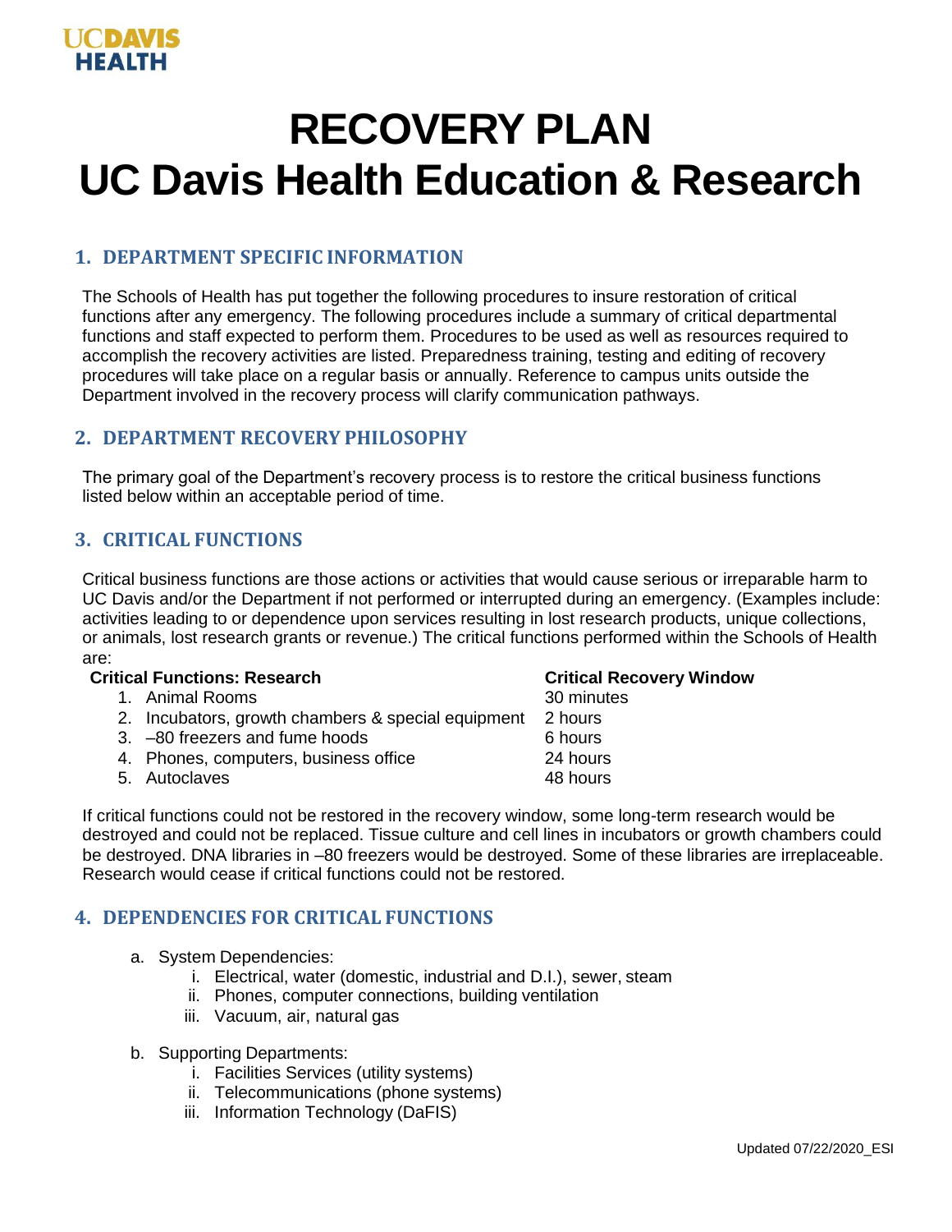UCDAVIS HEALTH

# RECOVERY PLAN
# UC Davis Health Education & Research

## 1. DEPARTMENT SPECIFIC INFORMATION

The Schools of Health has put together the following procedures to insure restoration of critical functions after any emergency. The following procedures include a summary of critical departmental functions and staff expected to perform them. Procedures to be used as well as resources required to accomplish the recovery activities are listed. Preparedness training, testing and editing of recovery procedures will take place on a regular basis or annually. Reference to campus units outside the Department involved in the recovery process will clarify communication pathways.

## 2. DEPARTMENT RECOVERY PHILOSOPHY

The primary goal of the Department's recovery process is to restore the critical business functions listed below within an acceptable period of time.

## 3. CRITICAL FUNCTIONS

Critical business functions are those actions or activities that would cause serious or irreparable harm to UC Davis and/or the Department if not performed or interrupted during an emergency. (Examples include: activities leading to or dependence upon services resulting in lost research products, unique collections, or animals, lost research grants or revenue.) The critical functions performed within the Schools of Health are:

| Critical Functions: Research | Critical Recovery Window |
|---|---|
| 1. Animal Rooms | 30 minutes |
| 2. Incubators, growth chambers & special equipment | 2 hours |
| 3. –80 freezers and fume hoods | 6 hours |
| 4. Phones, computers, business office | 24 hours |
| 5. Autoclaves | 48 hours |

If critical functions could not be restored in the recovery window, some long-term research would be destroyed and could not be replaced. Tissue culture and cell lines in incubators or growth chambers could be destroyed. DNA libraries in –80 freezers would be destroyed. Some of these libraries are irreplaceable. Research would cease if critical functions could not be restored.

## 4. DEPENDENCIES FOR CRITICAL FUNCTIONS

a. System Dependencies:
   i. Electrical, water (domestic, industrial and D.I.), sewer, steam
   ii. Phones, computer connections, building ventilation
   iii. Vacuum, air, natural gas

b. Supporting Departments:
   i. Facilities Services (utility systems)
   ii. Telecommunications (phone systems)
   iii. Information Technology (DaFIS)

Updated 07/22/2020_ESI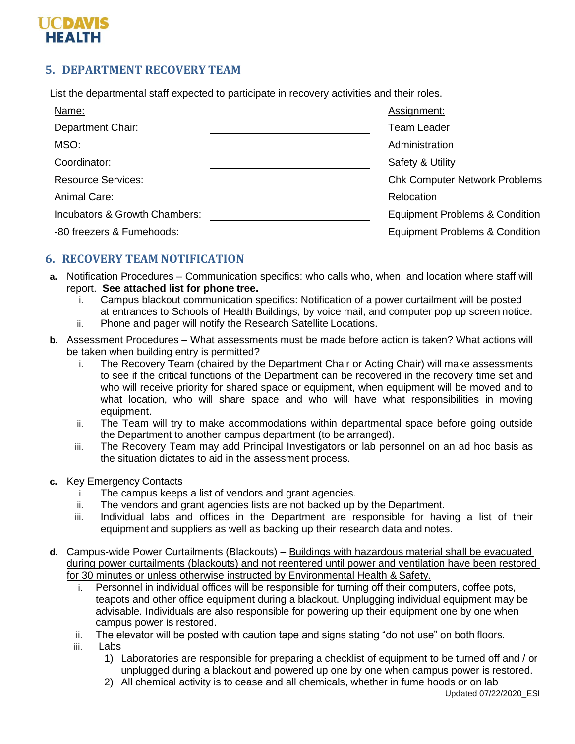## 5. DEPARTMENT RECOVERY TEAM

List the departmental staff expected to participate in recovery activities and their roles.

| Name: | | Assignment: |
|---|---|---|
| Department Chair: | \_\_\_\_\_\_\_\_\_\_\_\_\_\_\_\_\_\_\_\_ | Team Leader |
| MSO: | \_\_\_\_\_\_\_\_\_\_\_\_\_\_\_\_\_\_\_\_ | Administration |
| Coordinator: | \_\_\_\_\_\_\_\_\_\_\_\_\_\_\_\_\_\_\_\_ | Safety & Utility |
| Resource Services: | \_\_\_\_\_\_\_\_\_\_\_\_\_\_\_\_\_\_\_\_ | Chk Computer Network Problems |
| Animal Care: | \_\_\_\_\_\_\_\_\_\_\_\_\_\_\_\_\_\_\_\_ | Relocation |
| Incubators & Growth Chambers: | \_\_\_\_\_\_\_\_\_\_\_\_\_\_\_\_\_\_\_\_ | Equipment Problems & Condition |
| -80 freezers & Fumehoods: | \_\_\_\_\_\_\_\_\_\_\_\_\_\_\_\_\_\_\_\_ | Equipment Problems & Condition |

## 6. RECOVERY TEAM NOTIFICATION

a. Notification Procedures – Communication specifics: who calls who, when, and location where staff will report. **See attached list for phone tree.**
   i. Campus blackout communication specifics: Notification of a power curtailment will be posted at entrances to Schools of Health Buildings, by voice mail, and computer pop up screen notice.
   ii. Phone and pager will notify the Research Satellite Locations.

b. Assessment Procedures – What assessments must be made before action is taken? What actions will be taken when building entry is permitted?
   i. The Recovery Team (chaired by the Department Chair or Acting Chair) will make assessments to see if the critical functions of the Department can be recovered in the recovery time set and who will receive priority for shared space or equipment, when equipment will be moved and to what location, who will share space and who will have what responsibilities in moving equipment.
   ii. The Team will try to make accommodations within departmental space before going outside the Department to another campus department (to be arranged).
   iii. The Recovery Team may add Principal Investigators or lab personnel on an ad hoc basis as the situation dictates to aid in the assessment process.

c. Key Emergency Contacts
   i. The campus keeps a list of vendors and grant agencies.
   ii. The vendors and grant agencies lists are not backed up by the Department.
   iii. Individual labs and offices in the Department are responsible for having a list of their equipment and suppliers as well as backing up their research data and notes.

d. Campus-wide Power Curtailments (Blackouts) – <u>Buildings with hazardous material shall be evacuated during power curtailments (blackouts) and not reentered until power and ventilation have been restored for 30 minutes or unless otherwise instructed by Environmental Health & Safety.</u>
   i. Personnel in individual offices will be responsible for turning off their computers, coffee pots, teapots and other office equipment during a blackout. Unplugging individual equipment may be advisable. Individuals are also responsible for powering up their equipment one by one when campus power is restored.
   ii. The elevator will be posted with caution tape and signs stating "do not use" on both floors.
   iii. Labs
      1) Laboratories are responsible for preparing a checklist of equipment to be turned off and / or unplugged during a blackout and powered up one by one when campus power is restored.
      2) All chemical activity is to cease and all chemicals, whether in fume hoods or on lab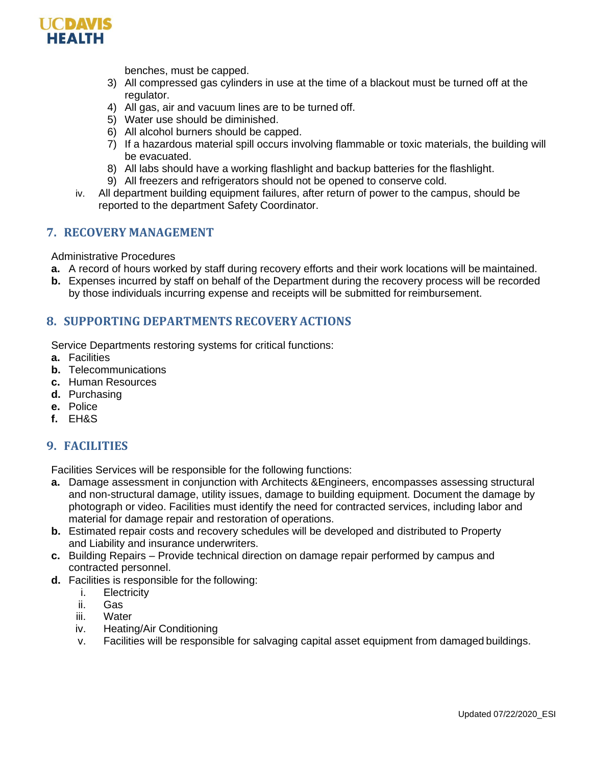benches, must be capped.

3) All compressed gas cylinders in use at the time of a blackout must be turned off at the regulator.
4) All gas, air and vacuum lines are to be turned off.
5) Water use should be diminished.
6) All alcohol burners should be capped.
7) If a hazardous material spill occurs involving flammable or toxic materials, the building will be evacuated.
8) All labs should have a working flashlight and backup batteries for the flashlight.
9) All freezers and refrigerators should not be opened to conserve cold.

iv. All department building equipment failures, after return of power to the campus, should be reported to the department Safety Coordinator.

## 7. RECOVERY MANAGEMENT

Administrative Procedures

**a.** A record of hours worked by staff during recovery efforts and their work locations will be maintained.

**b.** Expenses incurred by staff on behalf of the Department during the recovery process will be recorded by those individuals incurring expense and receipts will be submitted for reimbursement.

## 8. SUPPORTING DEPARTMENTS RECOVERY ACTIONS

Service Departments restoring systems for critical functions:

**a.** Facilities

**b.** Telecommunications

**c.** Human Resources

**d.** Purchasing

**e.** Police

**f.** EH&S

## 9. FACILITIES

Facilities Services will be responsible for the following functions:

**a.** Damage assessment in conjunction with Architects &Engineers, encompasses assessing structural and non-structural damage, utility issues, damage to building equipment. Document the damage by photograph or video. Facilities must identify the need for contracted services, including labor and material for damage repair and restoration of operations.

**b.** Estimated repair costs and recovery schedules will be developed and distributed to Property and Liability and insurance underwriters.

**c.** Building Repairs – Provide technical direction on damage repair performed by campus and contracted personnel.

**d.** Facilities is responsible for the following:

i. Electricity

ii. Gas

iii. Water

iv. Heating/Air Conditioning

v. Facilities will be responsible for salvaging capital asset equipment from damaged buildings.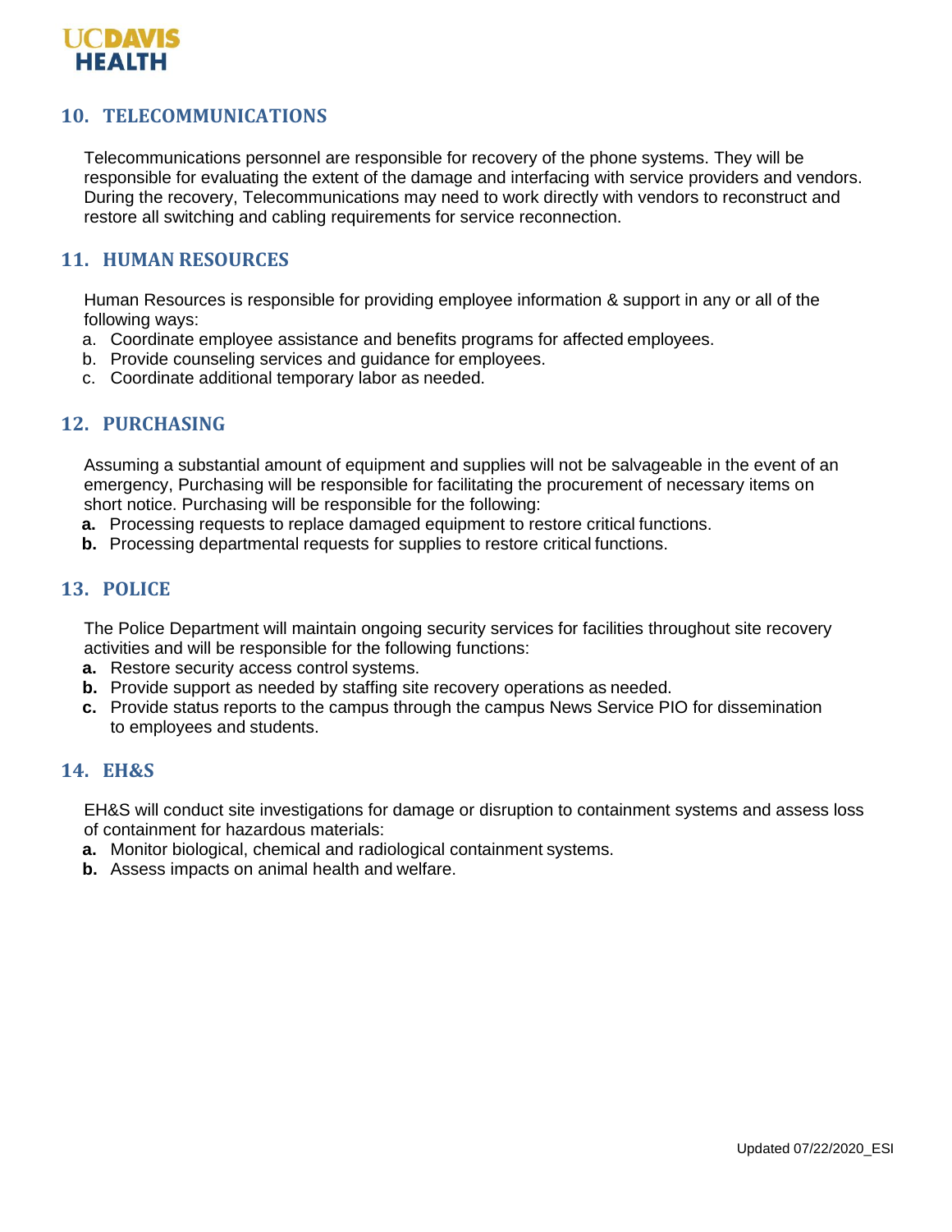## 10. TELECOMMUNICATIONS

Telecommunications personnel are responsible for recovery of the phone systems. They will be responsible for evaluating the extent of the damage and interfacing with service providers and vendors. During the recovery, Telecommunications may need to work directly with vendors to reconstruct and restore all switching and cabling requirements for service reconnection.

## 11. HUMAN RESOURCES

Human Resources is responsible for providing employee information & support in any or all of the following ways:

a. Coordinate employee assistance and benefits programs for affected employees.
b. Provide counseling services and guidance for employees.
c. Coordinate additional temporary labor as needed.

## 12. PURCHASING

Assuming a substantial amount of equipment and supplies will not be salvageable in the event of an emergency, Purchasing will be responsible for facilitating the procurement of necessary items on short notice. Purchasing will be responsible for the following:

**a.** Processing requests to replace damaged equipment to restore critical functions.
**b.** Processing departmental requests for supplies to restore critical functions.

## 13. POLICE

The Police Department will maintain ongoing security services for facilities throughout site recovery activities and will be responsible for the following functions:

**a.** Restore security access control systems.
**b.** Provide support as needed by staffing site recovery operations as needed.
**c.** Provide status reports to the campus through the campus News Service PIO for dissemination to employees and students.

## 14. EH&S

EH&S will conduct site investigations for damage or disruption to containment systems and assess loss of containment for hazardous materials:

**a.** Monitor biological, chemical and radiological containment systems.
**b.** Assess impacts on animal health and welfare.